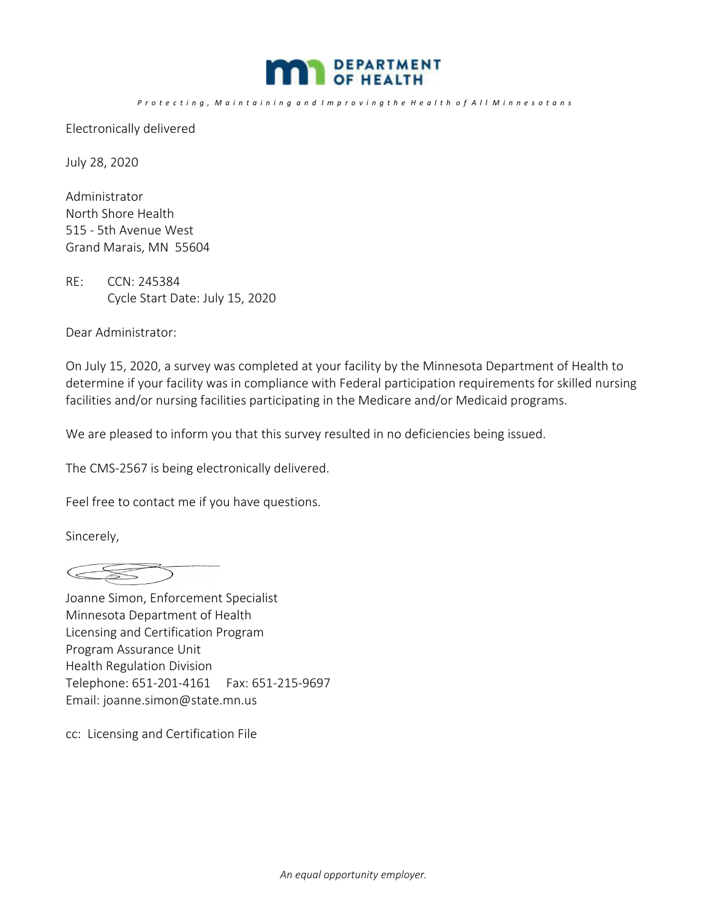DEPARTMENT OF HEALTH

*Protecting, Maintaining and Improving the Health of All Minnesotans*

Electronically delivered

July 28, 2020

Administrator
North Shore Health
515 - 5th Avenue West
Grand Marais, MN 55604

RE: CCN: 245384
Cycle Start Date: July 15, 2020

Dear Administrator:

On July 15, 2020, a survey was completed at your facility by the Minnesota Department of Health to determine if your facility was in compliance with Federal participation requirements for skilled nursing facilities and/or nursing facilities participating in the Medicare and/or Medicaid programs.

We are pleased to inform you that this survey resulted in no deficiencies being issued.

The CMS-2567 is being electronically delivered.

Feel free to contact me if you have questions.

Sincerely,

Joanne Simon, Enforcement Specialist
Minnesota Department of Health
Licensing and Certification Program
Program Assurance Unit
Health Regulation Division
Telephone: 651-201-4161 Fax: 651-215-9697
Email: joanne.simon@state.mn.us

cc: Licensing and Certification File

*An equal opportunity employer.*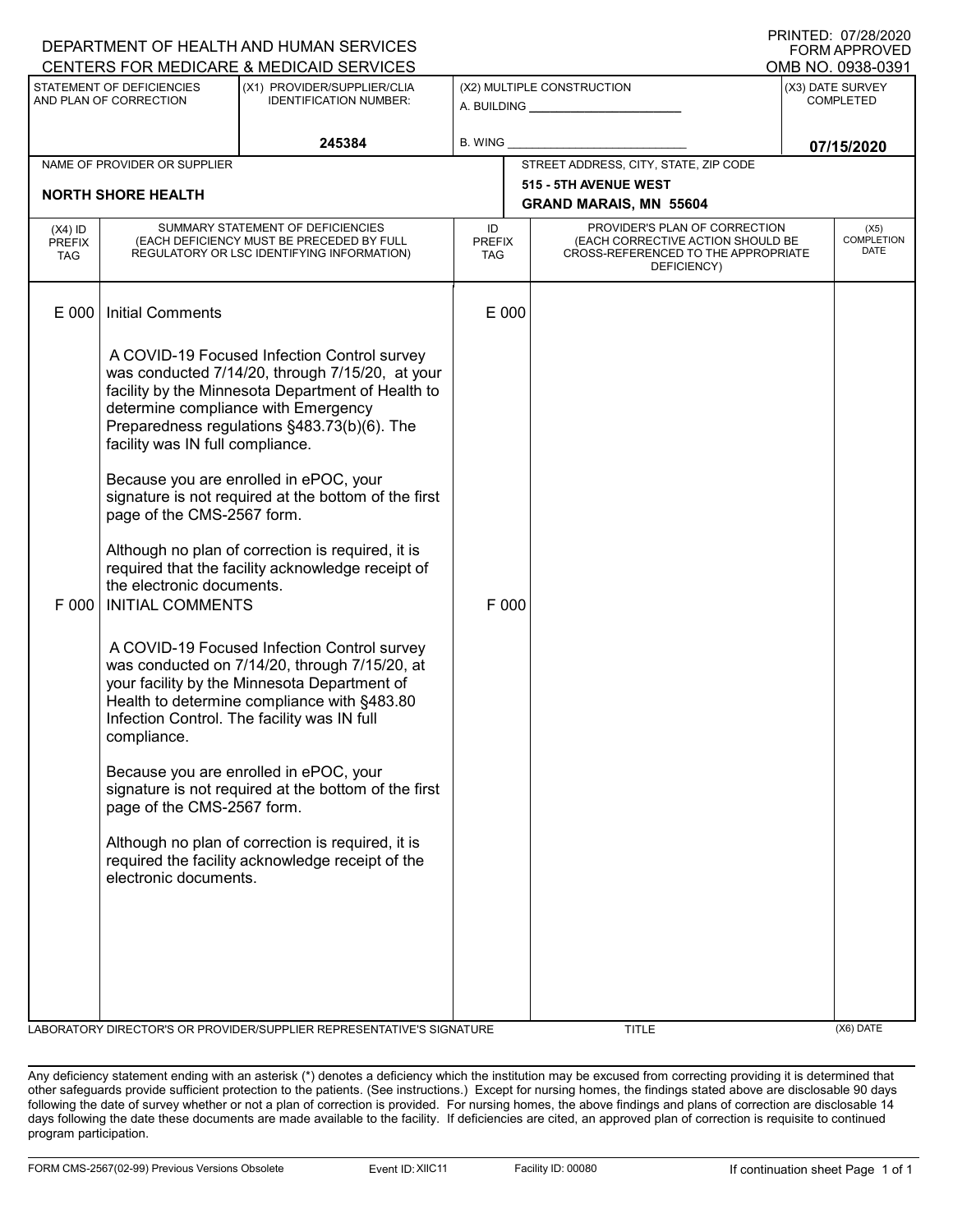DEPARTMENT OF HEALTH AND HUMAN SERVICES
CENTERS FOR MEDICARE & MEDICAID SERVICES

PRINTED: 07/28/2020
FORM APPROVED
OMB NO. 0938-0391

| STATEMENT OF DEFICIENCIES AND PLAN OF CORRECTION | (X1) PROVIDER/SUPPLIER/CLIA IDENTIFICATION NUMBER: | (X2) MULTIPLE CONSTRUCTION | (X3) DATE SURVEY COMPLETED |
|---|---|---|---|
| | 245384 | A. BUILDING ______ B. WING ______ | 07/15/2020 |

| NAME OF PROVIDER OR SUPPLIER | STREET ADDRESS, CITY, STATE, ZIP CODE |
|---|---|
| NORTH SHORE HEALTH | 515 - 5TH AVENUE WEST GRAND MARAIS, MN 55604 |

| (X4) ID PREFIX TAG | SUMMARY STATEMENT OF DEFICIENCIES (EACH DEFICIENCY MUST BE PRECEDED BY FULL REGULATORY OR LSC IDENTIFYING INFORMATION) | ID PREFIX TAG | PROVIDER'S PLAN OF CORRECTION (EACH CORRECTIVE ACTION SHOULD BE CROSS-REFERENCED TO THE APPROPRIATE DEFICIENCY) | (X5) COMPLETION DATE |
|---|---|---|---|---|
| E 000 | Initial Comments<br><br>A COVID-19 Focused Infection Control survey was conducted 7/14/20, through 7/15/20, at your facility by the Minnesota Department of Health to determine compliance with Emergency Preparedness regulations §483.73(b)(6). The facility was IN full compliance.<br><br>Because you are enrolled in ePOC, your signature is not required at the bottom of the first page of the CMS-2567 form.<br><br>Although no plan of correction is required, it is required that the facility acknowledge receipt of the electronic documents. | E 000 | | |
| F 000 | INITIAL COMMENTS<br><br>A COVID-19 Focused Infection Control survey was conducted on 7/14/20, through 7/15/20, at your facility by the Minnesota Department of Health to determine compliance with §483.80 Infection Control. The facility was IN full compliance.<br><br>Because you are enrolled in ePOC, your signature is not required at the bottom of the first page of the CMS-2567 form.<br><br>Although no plan of correction is required, it is required the facility acknowledge receipt of the electronic documents. | F 000 | | |

LABORATORY DIRECTOR'S OR PROVIDER/SUPPLIER REPRESENTATIVE'S SIGNATURE | TITLE | (X6) DATE

Any deficiency statement ending with an asterisk (*) denotes a deficiency which the institution may be excused from correcting providing it is determined that other safeguards provide sufficient protection to the patients. (See instructions.) Except for nursing homes, the findings stated above are disclosable 90 days following the date of survey whether or not a plan of correction is provided. For nursing homes, the above findings and plans of correction are disclosable 14 days following the date these documents are made available to the facility. If deficiencies are cited, an approved plan of correction is requisite to continued program participation.

FORM CMS-2567(02-99) Previous Versions Obsolete | Event ID: XIIC11 | Facility ID: 00080 | If continuation sheet Page 1 of 1